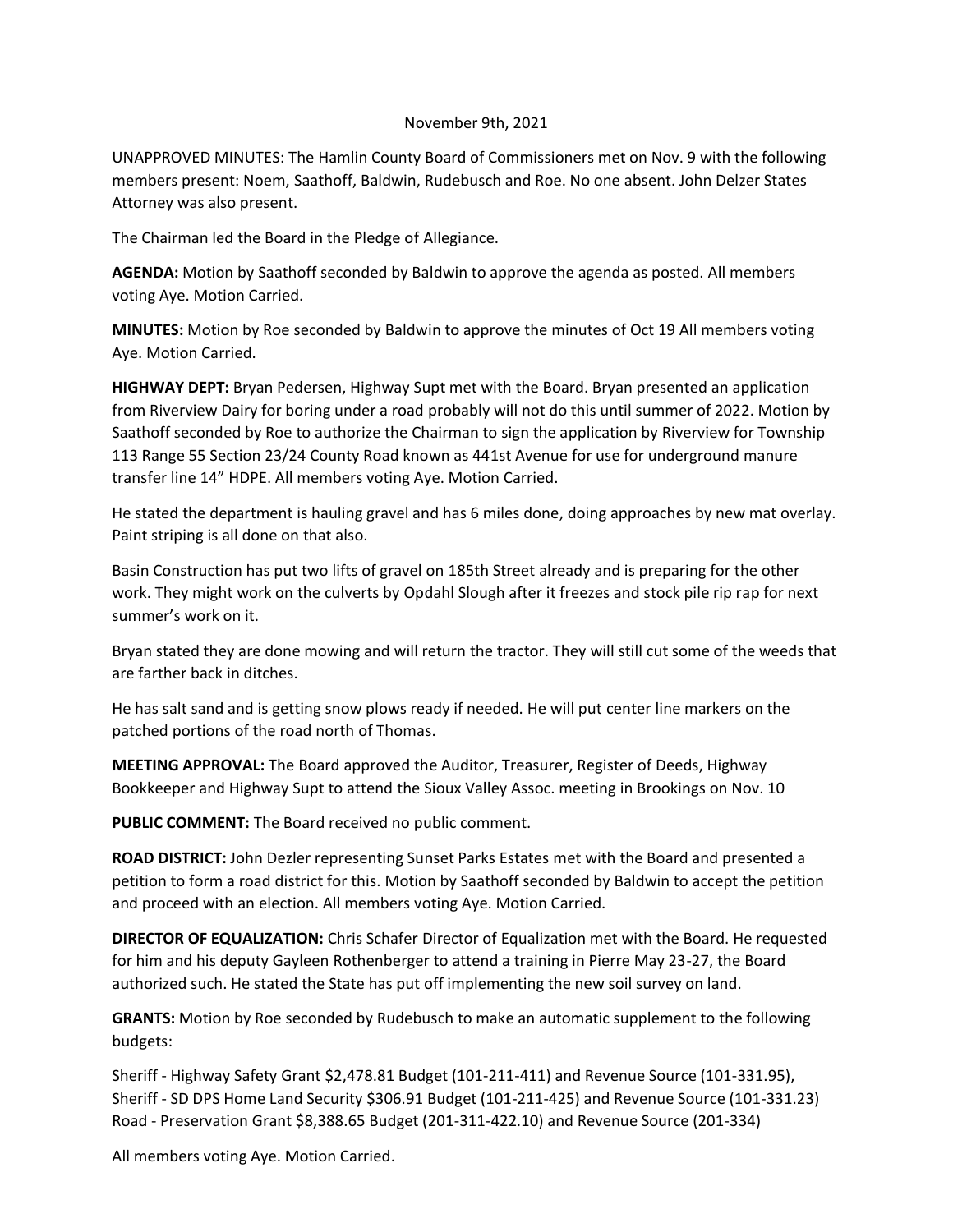November 9th, 2021

UNAPPROVED MINUTES: The Hamlin County Board of Commissioners met on Nov. 9 with the following members present: Noem, Saathoff, Baldwin, Rudebusch and Roe. No one absent. John Delzer States Attorney was also present.

The Chairman led the Board in the Pledge of Allegiance.

**AGENDA:** Motion by Saathoff seconded by Baldwin to approve the agenda as posted. All members voting Aye. Motion Carried.

**MINUTES:** Motion by Roe seconded by Baldwin to approve the minutes of Oct 19 All members voting Aye. Motion Carried.

**HIGHWAY DEPT:** Bryan Pedersen, Highway Supt met with the Board. Bryan presented an application from Riverview Dairy for boring under a road probably will not do this until summer of 2022. Motion by Saathoff seconded by Roe to authorize the Chairman to sign the application by Riverview for Township 113 Range 55 Section 23/24 County Road known as 441st Avenue for use for underground manure transfer line 14" HDPE. All members voting Aye. Motion Carried.

He stated the department is hauling gravel and has 6 miles done, doing approaches by new mat overlay. Paint striping is all done on that also.

Basin Construction has put two lifts of gravel on 185th Street already and is preparing for the other work. They might work on the culverts by Opdahl Slough after it freezes and stock pile rip rap for next summer's work on it.

Bryan stated they are done mowing and will return the tractor. They will still cut some of the weeds that are farther back in ditches.

He has salt sand and is getting snow plows ready if needed. He will put center line markers on the patched portions of the road north of Thomas.

**MEETING APPROVAL:** The Board approved the Auditor, Treasurer, Register of Deeds, Highway Bookkeeper and Highway Supt to attend the Sioux Valley Assoc. meeting in Brookings on Nov. 10

**PUBLIC COMMENT:** The Board received no public comment.

**ROAD DISTRICT:** John Dezler representing Sunset Parks Estates met with the Board and presented a petition to form a road district for this. Motion by Saathoff seconded by Baldwin to accept the petition and proceed with an election. All members voting Aye. Motion Carried.

**DIRECTOR OF EQUALIZATION:** Chris Schafer Director of Equalization met with the Board. He requested for him and his deputy Gayleen Rothenberger to attend a training in Pierre May 23-27, the Board authorized such. He stated the State has put off implementing the new soil survey on land.

**GRANTS:** Motion by Roe seconded by Rudebusch to make an automatic supplement to the following budgets:

Sheriff - Highway Safety Grant $2,478.81 Budget (101-211-411) and Revenue Source (101-331.95),
Sheriff - SD DPS Home Land Security $306.91 Budget (101-211-425) and Revenue Source (101-331.23)
Road - Preservation Grant $8,388.65 Budget (201-311-422.10) and Revenue Source (201-334)

All members voting Aye. Motion Carried.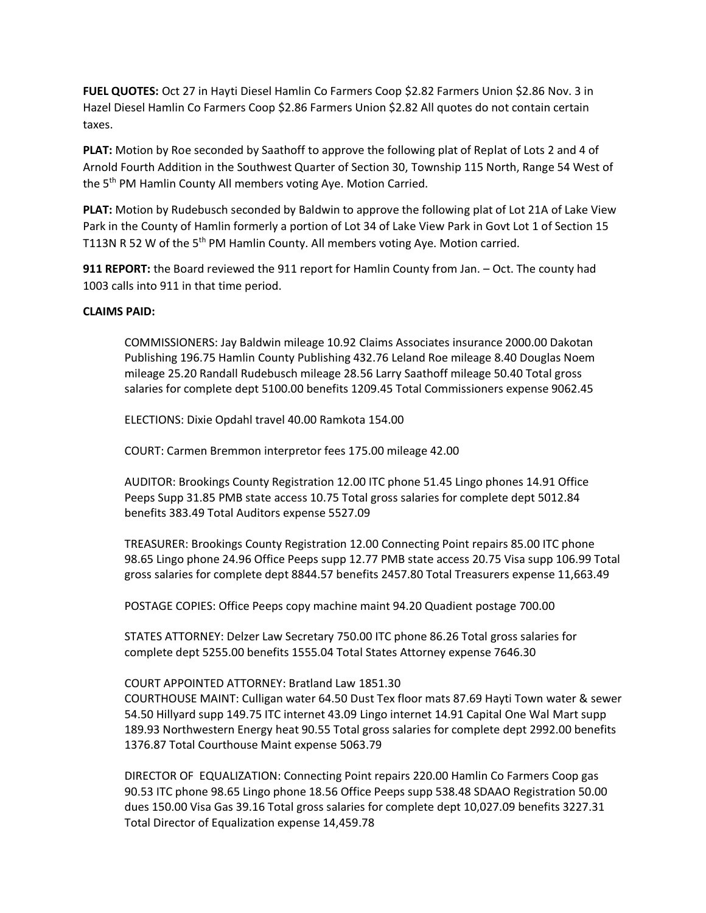**FUEL QUOTES:** Oct 27 in Hayti Diesel Hamlin Co Farmers Coop $2.82 Farmers Union $2.86 Nov. 3 in Hazel Diesel Hamlin Co Farmers Coop $2.86 Farmers Union $2.82 All quotes do not contain certain taxes.

**PLAT:** Motion by Roe seconded by Saathoff to approve the following plat of Replat of Lots 2 and 4 of Arnold Fourth Addition in the Southwest Quarter of Section 30, Township 115 North, Range 54 West of the 5th PM Hamlin County All members voting Aye. Motion Carried.

**PLAT:** Motion by Rudebusch seconded by Baldwin to approve the following plat of Lot 21A of Lake View Park in the County of Hamlin formerly a portion of Lot 34 of Lake View Park in Govt Lot 1 of Section 15 T113N R 52 W of the 5th PM Hamlin County. All members voting Aye. Motion carried.

**911 REPORT:** the Board reviewed the 911 report for Hamlin County from Jan. – Oct. The county had 1003 calls into 911 in that time period.

**CLAIMS PAID:**

COMMISSIONERS: Jay Baldwin mileage 10.92 Claims Associates insurance 2000.00 Dakotan Publishing 196.75 Hamlin County Publishing 432.76 Leland Roe mileage 8.40 Douglas Noem mileage 25.20 Randall Rudebusch mileage 28.56 Larry Saathoff mileage 50.40 Total gross salaries for complete dept 5100.00 benefits 1209.45 Total Commissioners expense 9062.45

ELECTIONS: Dixie Opdahl travel 40.00 Ramkota 154.00

COURT: Carmen Bremmon interpretor fees 175.00 mileage 42.00

AUDITOR: Brookings County Registration 12.00 ITC phone 51.45 Lingo phones 14.91 Office Peeps Supp 31.85 PMB state access 10.75 Total gross salaries for complete dept 5012.84 benefits 383.49 Total Auditors expense 5527.09

TREASURER: Brookings County Registration 12.00 Connecting Point repairs 85.00 ITC phone 98.65 Lingo phone 24.96 Office Peeps supp 12.77 PMB state access 20.75 Visa supp 106.99 Total gross salaries for complete dept 8844.57 benefits 2457.80 Total Treasurers expense 11,663.49

POSTAGE COPIES: Office Peeps copy machine maint 94.20 Quadient postage 700.00

STATES ATTORNEY: Delzer Law Secretary 750.00 ITC phone 86.26 Total gross salaries for complete dept 5255.00 benefits 1555.04 Total States Attorney expense 7646.30

COURT APPOINTED ATTORNEY: Bratland Law 1851.30
COURTHOUSE MAINT: Culligan water 64.50 Dust Tex floor mats 87.69 Hayti Town water & sewer 54.50 Hillyard supp 149.75 ITC internet 43.09 Lingo internet 14.91 Capital One Wal Mart supp 189.93 Northwestern Energy heat 90.55 Total gross salaries for complete dept 2992.00 benefits 1376.87 Total Courthouse Maint expense 5063.79

DIRECTOR OF EQUALIZATION: Connecting Point repairs 220.00 Hamlin Co Farmers Coop gas 90.53 ITC phone 98.65 Lingo phone 18.56 Office Peeps supp 538.48 SDAAO Registration 50.00 dues 150.00 Visa Gas 39.16 Total gross salaries for complete dept 10,027.09 benefits 3227.31 Total Director of Equalization expense 14,459.78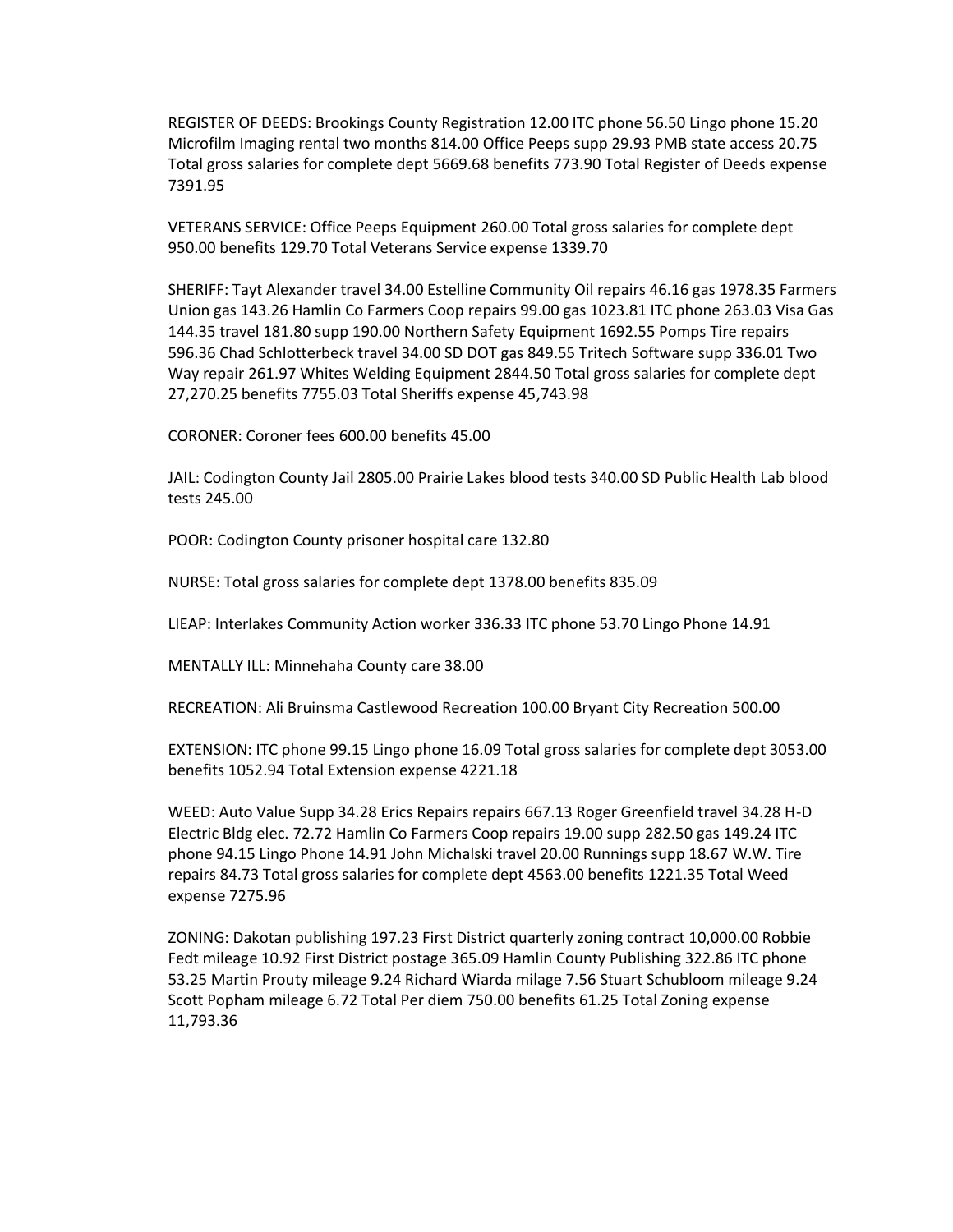REGISTER OF DEEDS: Brookings County Registration 12.00 ITC phone 56.50 Lingo phone 15.20 Microfilm Imaging rental two months 814.00 Office Peeps supp 29.93 PMB state access 20.75 Total gross salaries for complete dept 5669.68 benefits 773.90 Total Register of Deeds expense 7391.95

VETERANS SERVICE: Office Peeps Equipment 260.00 Total gross salaries for complete dept 950.00 benefits 129.70 Total Veterans Service expense 1339.70

SHERIFF: Tayt Alexander travel 34.00 Estelline Community Oil repairs 46.16 gas 1978.35 Farmers Union gas 143.26 Hamlin Co Farmers Coop repairs 99.00 gas 1023.81 ITC phone 263.03 Visa Gas 144.35 travel 181.80 supp 190.00 Northern Safety Equipment 1692.55 Pomps Tire repairs 596.36 Chad Schlotterbeck travel 34.00 SD DOT gas 849.55 Tritech Software supp 336.01 Two Way repair 261.97 Whites Welding Equipment 2844.50 Total gross salaries for complete dept 27,270.25 benefits 7755.03 Total Sheriffs expense 45,743.98

CORONER: Coroner fees 600.00 benefits 45.00

JAIL: Codington County Jail 2805.00 Prairie Lakes blood tests 340.00 SD Public Health Lab blood tests 245.00

POOR: Codington County prisoner hospital care 132.80

NURSE: Total gross salaries for complete dept 1378.00 benefits 835.09

LIEAP: Interlakes Community Action worker 336.33 ITC phone 53.70 Lingo Phone 14.91

MENTALLY ILL: Minnehaha County care 38.00

RECREATION: Ali Bruinsma Castlewood Recreation 100.00 Bryant City Recreation 500.00

EXTENSION: ITC phone 99.15 Lingo phone 16.09 Total gross salaries for complete dept 3053.00 benefits 1052.94 Total Extension expense 4221.18

WEED: Auto Value Supp 34.28 Erics Repairs repairs 667.13 Roger Greenfield travel 34.28 H-D Electric Bldg elec. 72.72 Hamlin Co Farmers Coop repairs 19.00 supp 282.50 gas 149.24 ITC phone 94.15 Lingo Phone 14.91 John Michalski travel 20.00 Runnings supp 18.67 W.W. Tire repairs 84.73 Total gross salaries for complete dept 4563.00 benefits 1221.35 Total Weed expense 7275.96

ZONING: Dakotan publishing 197.23 First District quarterly zoning contract 10,000.00 Robbie Fedt mileage 10.92 First District postage 365.09 Hamlin County Publishing 322.86 ITC phone 53.25 Martin Prouty mileage 9.24 Richard Wiarda milage 7.56 Stuart Schubloom mileage 9.24 Scott Popham mileage 6.72 Total Per diem 750.00 benefits 61.25 Total Zoning expense 11,793.36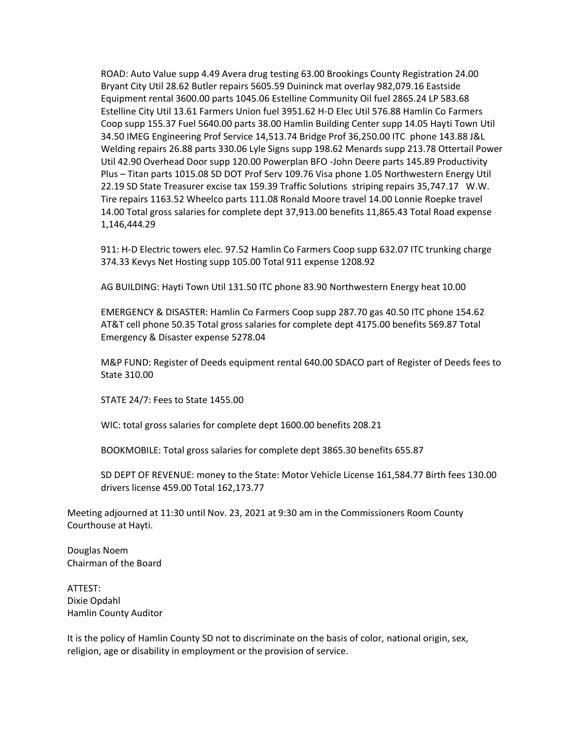ROAD: Auto Value supp 4.49 Avera drug testing 63.00 Brookings County Registration 24.00 Bryant City Util 28.62 Butler repairs 5605.59 Duininck mat overlay 982,079.16 Eastside Equipment rental 3600.00 parts 1045.06 Estelline Community Oil fuel 2865.24 LP 583.68 Estelline City Util 13.61 Farmers Union fuel 3951.62 H-D Elec Util 576.88 Hamlin Co Farmers Coop supp 155.37 Fuel 5640.00 parts 38.00 Hamlin Building Center supp 14.05 Hayti Town Util 34.50 IMEG Engineering Prof Service 14,513.74 Bridge Prof 36,250.00 ITC phone 143.88 J&L Welding repairs 26.88 parts 330.06 Lyle Signs supp 198.62 Menards supp 213.78 Ottertail Power Util 42.90 Overhead Door supp 120.00 Powerplan BFO -John Deere parts 145.89 Productivity Plus – Titan parts 1015.08 SD DOT Prof Serv 109.76 Visa phone 1.05 Northwestern Energy Util 22.19 SD State Treasurer excise tax 159.39 Traffic Solutions striping repairs 35,747.17 W.W. Tire repairs 1163.52 Wheelco parts 111.08 Ronald Moore travel 14.00 Lonnie Roepke travel 14.00 Total gross salaries for complete dept 37,913.00 benefits 11,865.43 Total Road expense 1,146,444.29

911: H-D Electric towers elec. 97.52 Hamlin Co Farmers Coop supp 632.07 ITC trunking charge 374.33 Kevys Net Hosting supp 105.00 Total 911 expense 1208.92

AG BUILDING: Hayti Town Util 131.50 ITC phone 83.90 Northwestern Energy heat 10.00

EMERGENCY & DISASTER: Hamlin Co Farmers Coop supp 287.70 gas 40.50 ITC phone 154.62 AT&T cell phone 50.35 Total gross salaries for complete dept 4175.00 benefits 569.87 Total Emergency & Disaster expense 5278.04

M&P FUND: Register of Deeds equipment rental 640.00 SDACO part of Register of Deeds fees to State 310.00

STATE 24/7: Fees to State 1455.00

WIC: total gross salaries for complete dept 1600.00 benefits 208.21

BOOKMOBILE: Total gross salaries for complete dept 3865.30 benefits 655.87

SD DEPT OF REVENUE: money to the State: Motor Vehicle License 161,584.77 Birth fees 130.00 drivers license 459.00 Total 162,173.77

Meeting adjourned at 11:30 until Nov. 23, 2021 at 9:30 am in the Commissioners Room County Courthouse at Hayti.

Douglas Noem
Chairman of the Board

ATTEST:
Dixie Opdahl
Hamlin County Auditor

It is the policy of Hamlin County SD not to discriminate on the basis of color, national origin, sex, religion, age or disability in employment or the provision of service.